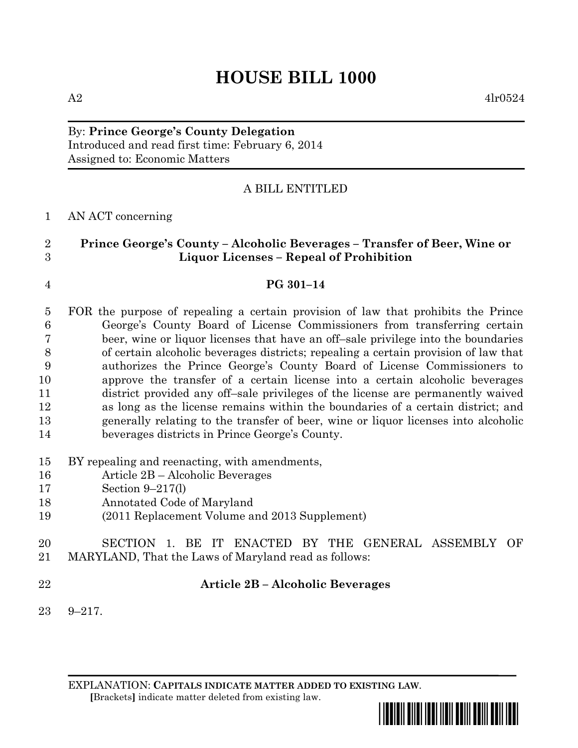# HOUSE BILL 1000

A2 4lr0524

By: **Prince George's County Delegation**
Introduced and read first time: February 6, 2014
Assigned to: Economic Matters

A BILL ENTITLED

1 AN ACT concerning

2 **Prince George's County – Alcoholic Beverages – Transfer of Beer, Wine or**
3 **Liquor Licenses – Repeal of Prohibition**

4 **PG 301–14**

5 FOR the purpose of repealing a certain provision of law that prohibits the Prince
6 George's County Board of License Commissioners from transferring certain
7 beer, wine or liquor licenses that have an off–sale privilege into the boundaries
8 of certain alcoholic beverages districts; repealing a certain provision of law that
9 authorizes the Prince George's County Board of License Commissioners to
10 approve the transfer of a certain license into a certain alcoholic beverages
11 district provided any off–sale privileges of the license are permanently waived
12 as long as the license remains within the boundaries of a certain district; and
13 generally relating to the transfer of beer, wine or liquor licenses into alcoholic
14 beverages districts in Prince George's County.

15 BY repealing and reenacting, with amendments,
16 Article 2B – Alcoholic Beverages
17 Section 9–217(l)
18 Annotated Code of Maryland
19 (2011 Replacement Volume and 2013 Supplement)

20 SECTION 1. BE IT ENACTED BY THE GENERAL ASSEMBLY OF
21 MARYLAND, That the Laws of Maryland read as follows:

22 **Article 2B – Alcoholic Beverages**

23 9–217.

EXPLANATION: **CAPITALS INDICATE MATTER ADDED TO EXISTING LAW.**
**[**Brackets**]** indicate matter deleted from existing law.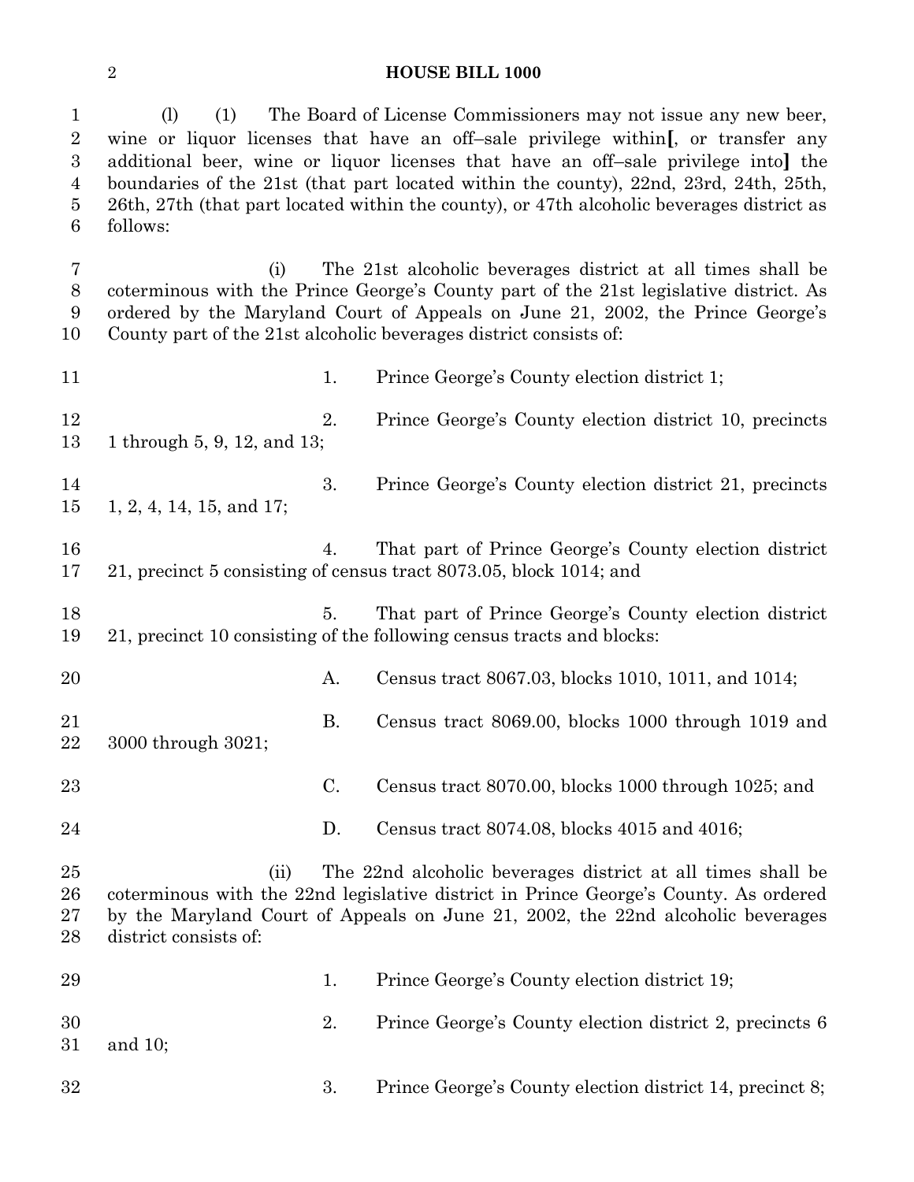(l) (1) The Board of License Commissioners may not issue any new beer, wine or liquor licenses that have an off–sale privilege within[, or transfer any additional beer, wine or liquor licenses that have an off–sale privilege into] the boundaries of the 21st (that part located within the county), 22nd, 23rd, 24th, 25th, 26th, 27th (that part located within the county), or 47th alcoholic beverages district as follows:

(i) The 21st alcoholic beverages district at all times shall be coterminous with the Prince George's County part of the 21st legislative district. As ordered by the Maryland Court of Appeals on June 21, 2002, the Prince George's County part of the 21st alcoholic beverages district consists of:

1. Prince George's County election district 1;

2. Prince George's County election district 10, precincts 1 through 5, 9, 12, and 13;

3. Prince George's County election district 21, precincts 1, 2, 4, 14, 15, and 17;

4. That part of Prince George's County election district 21, precinct 5 consisting of census tract 8073.05, block 1014; and

5. That part of Prince George's County election district 21, precinct 10 consisting of the following census tracts and blocks:

A. Census tract 8067.03, blocks 1010, 1011, and 1014;

B. Census tract 8069.00, blocks 1000 through 1019 and 3000 through 3021;

C. Census tract 8070.00, blocks 1000 through 1025; and

D. Census tract 8074.08, blocks 4015 and 4016;

(ii) The 22nd alcoholic beverages district at all times shall be coterminous with the 22nd legislative district in Prince George's County. As ordered by the Maryland Court of Appeals on June 21, 2002, the 22nd alcoholic beverages district consists of:

1. Prince George's County election district 19;

2. Prince George's County election district 2, precincts 6 and 10;

3. Prince George's County election district 14, precinct 8;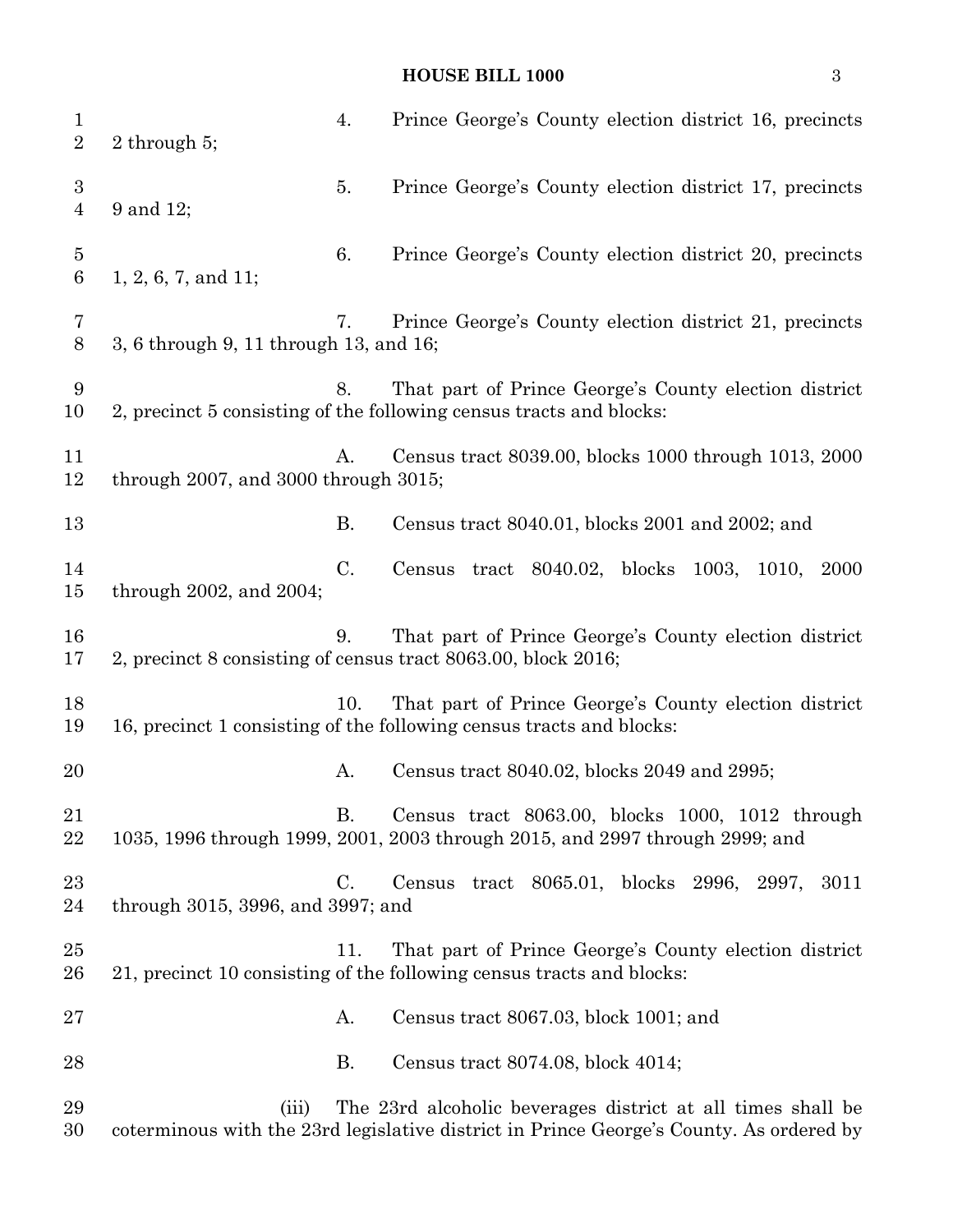4. Prince George's County election district 16, precincts 2 through 5;

5. Prince George's County election district 17, precincts 9 and 12;

6. Prince George's County election district 20, precincts 1, 2, 6, 7, and 11;

7. Prince George's County election district 21, precincts 3, 6 through 9, 11 through 13, and 16;

8. That part of Prince George's County election district 2, precinct 5 consisting of the following census tracts and blocks:

A. Census tract 8039.00, blocks 1000 through 1013, 2000 through 2007, and 3000 through 3015;

B. Census tract 8040.01, blocks 2001 and 2002; and

C. Census tract 8040.02, blocks 1003, 1010, 2000 through 2002, and 2004;

9. That part of Prince George's County election district 2, precinct 8 consisting of census tract 8063.00, block 2016;

10. That part of Prince George's County election district 16, precinct 1 consisting of the following census tracts and blocks:

A. Census tract 8040.02, blocks 2049 and 2995;

B. Census tract 8063.00, blocks 1000, 1012 through 1035, 1996 through 1999, 2001, 2003 through 2015, and 2997 through 2999; and

C. Census tract 8065.01, blocks 2996, 2997, 3011 through 3015, 3996, and 3997; and

11. That part of Prince George's County election district 21, precinct 10 consisting of the following census tracts and blocks:

A. Census tract 8067.03, block 1001; and

B. Census tract 8074.08, block 4014;

(iii) The 23rd alcoholic beverages district at all times shall be coterminous with the 23rd legislative district in Prince George's County. As ordered by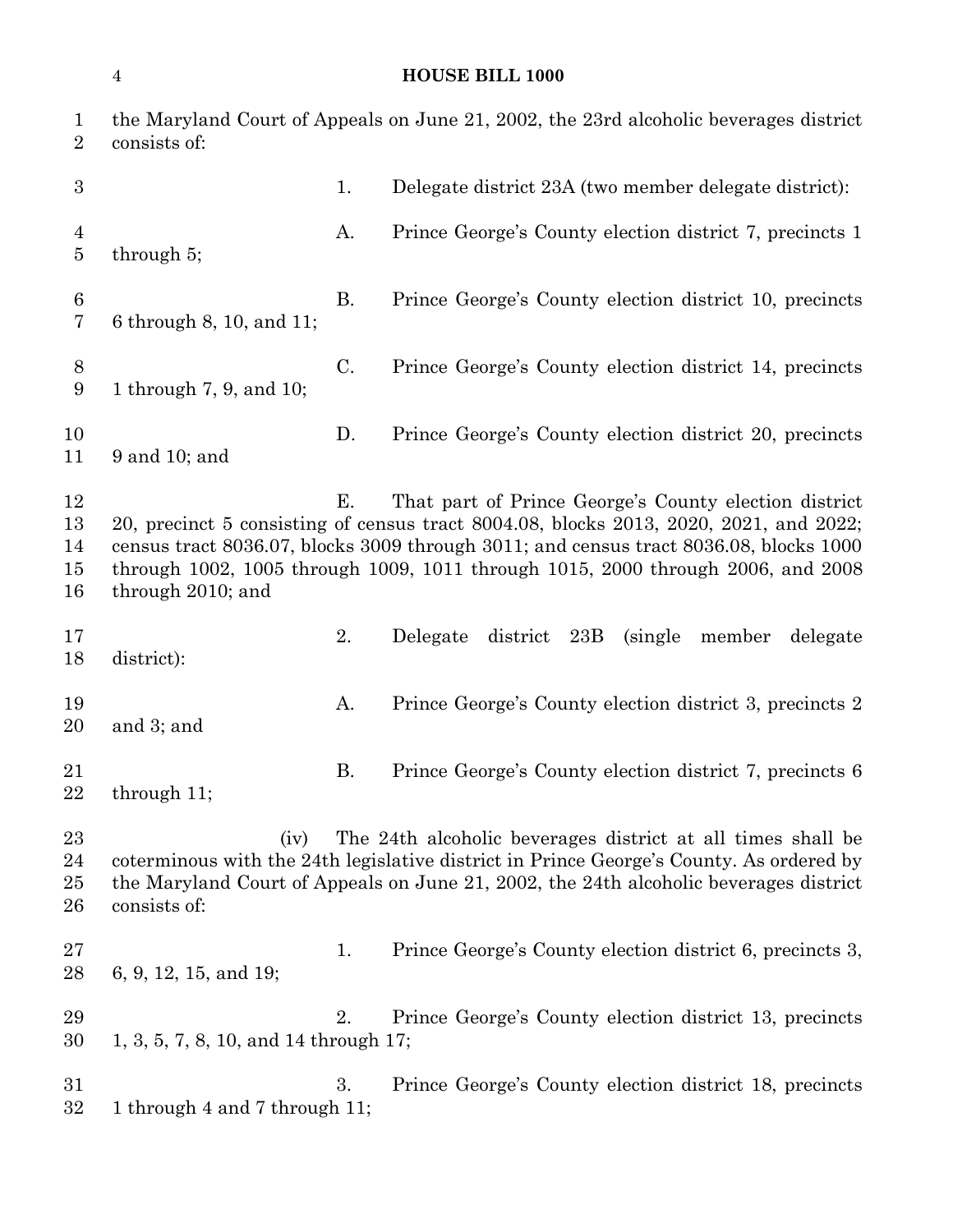the Maryland Court of Appeals on June 21, 2002, the 23rd alcoholic beverages district consists of:

1. Delegate district 23A (two member delegate district):

A. Prince George's County election district 7, precincts 1 through 5;

B. Prince George's County election district 10, precincts 6 through 8, 10, and 11;

C. Prince George's County election district 14, precincts 1 through 7, 9, and 10;

D. Prince George's County election district 20, precincts 9 and 10; and

E. That part of Prince George's County election district 20, precinct 5 consisting of census tract 8004.08, blocks 2013, 2020, 2021, and 2022; census tract 8036.07, blocks 3009 through 3011; and census tract 8036.08, blocks 1000 through 1002, 1005 through 1009, 1011 through 1015, 2000 through 2006, and 2008 through 2010; and

2. Delegate district 23B (single member delegate district):

A. Prince George's County election district 3, precincts 2 and 3; and

B. Prince George's County election district 7, precincts 6 through 11;

(iv) The 24th alcoholic beverages district at all times shall be coterminous with the 24th legislative district in Prince George's County. As ordered by the Maryland Court of Appeals on June 21, 2002, the 24th alcoholic beverages district consists of:

1. Prince George's County election district 6, precincts 3, 6, 9, 12, 15, and 19;

2. Prince George's County election district 13, precincts 1, 3, 5, 7, 8, 10, and 14 through 17;

3. Prince George's County election district 18, precincts 1 through 4 and 7 through 11;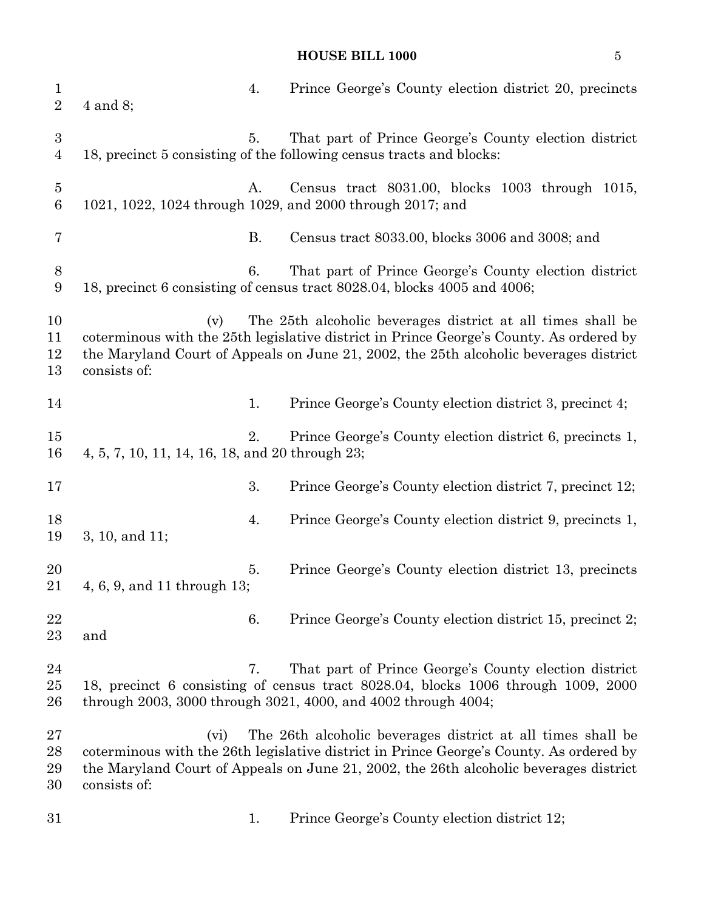4. Prince George's County election district 20, precincts 4 and 8;

5. That part of Prince George's County election district 18, precinct 5 consisting of the following census tracts and blocks:

A. Census tract 8031.00, blocks 1003 through 1015, 1021, 1022, 1024 through 1029, and 2000 through 2017; and

B. Census tract 8033.00, blocks 3006 and 3008; and

6. That part of Prince George's County election district 18, precinct 6 consisting of census tract 8028.04, blocks 4005 and 4006;

(v) The 25th alcoholic beverages district at all times shall be coterminous with the 25th legislative district in Prince George's County. As ordered by the Maryland Court of Appeals on June 21, 2002, the 25th alcoholic beverages district consists of:

1. Prince George's County election district 3, precinct 4;

2. Prince George's County election district 6, precincts 1, 4, 5, 7, 10, 11, 14, 16, 18, and 20 through 23;

3. Prince George's County election district 7, precinct 12;

4. Prince George's County election district 9, precincts 1, 3, 10, and 11;

5. Prince George's County election district 13, precincts 4, 6, 9, and 11 through 13;

6. Prince George's County election district 15, precinct 2; and

7. That part of Prince George's County election district 18, precinct 6 consisting of census tract 8028.04, blocks 1006 through 1009, 2000 through 2003, 3000 through 3021, 4000, and 4002 through 4004;

(vi) The 26th alcoholic beverages district at all times shall be coterminous with the 26th legislative district in Prince George's County. As ordered by the Maryland Court of Appeals on June 21, 2002, the 26th alcoholic beverages district consists of:

1. Prince George's County election district 12;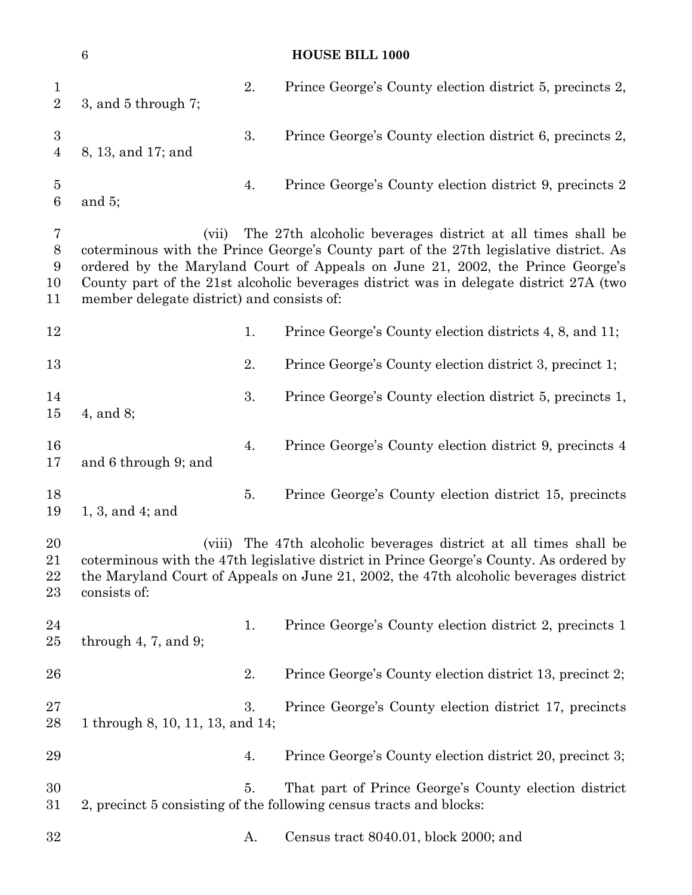2. Prince George's County election district 5, precincts 2, 3, and 5 through 7;

3. Prince George's County election district 6, precincts 2, 8, 13, and 17; and

4. Prince George's County election district 9, precincts 2 and 5;

(vii) The 27th alcoholic beverages district at all times shall be coterminous with the Prince George's County part of the 27th legislative district. As ordered by the Maryland Court of Appeals on June 21, 2002, the Prince George's County part of the 21st alcoholic beverages district was in delegate district 27A (two member delegate district) and consists of:

1. Prince George's County election districts 4, 8, and 11;

2. Prince George's County election district 3, precinct 1;

3. Prince George's County election district 5, precincts 1, 4, and 8;

4. Prince George's County election district 9, precincts 4 and 6 through 9; and

5. Prince George's County election district 15, precincts 1, 3, and 4; and

(viii) The 47th alcoholic beverages district at all times shall be coterminous with the 47th legislative district in Prince George's County. As ordered by the Maryland Court of Appeals on June 21, 2002, the 47th alcoholic beverages district consists of:

1. Prince George's County election district 2, precincts 1 through 4, 7, and 9;

2. Prince George's County election district 13, precinct 2;

3. Prince George's County election district 17, precincts 1 through 8, 10, 11, 13, and 14;

4. Prince George's County election district 20, precinct 3;

5. That part of Prince George's County election district 2, precinct 5 consisting of the following census tracts and blocks:

A. Census tract 8040.01, block 2000; and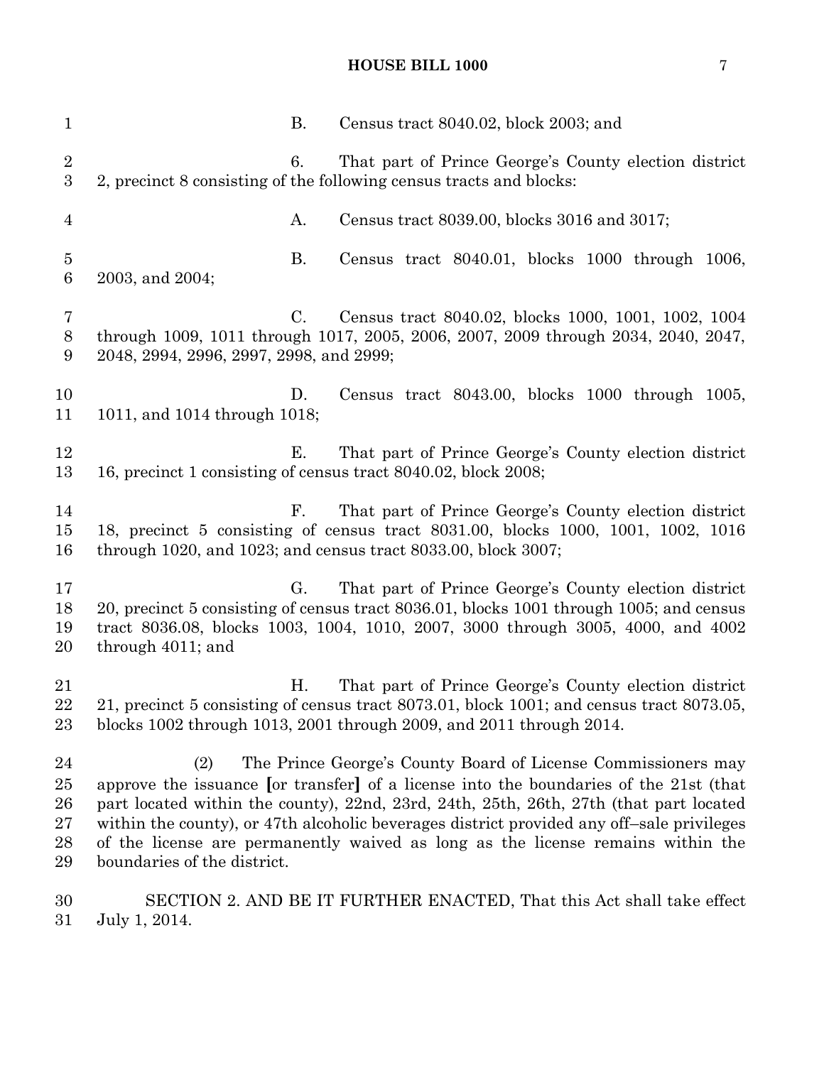B. Census tract 8040.02, block 2003; and

6. That part of Prince George's County election district 2, precinct 8 consisting of the following census tracts and blocks:

A. Census tract 8039.00, blocks 3016 and 3017;

B. Census tract 8040.01, blocks 1000 through 1006, 2003, and 2004;

C. Census tract 8040.02, blocks 1000, 1001, 1002, 1004 through 1009, 1011 through 1017, 2005, 2006, 2007, 2009 through 2034, 2040, 2047, 2048, 2994, 2996, 2997, 2998, and 2999;

D. Census tract 8043.00, blocks 1000 through 1005, 1011, and 1014 through 1018;

E. That part of Prince George's County election district 16, precinct 1 consisting of census tract 8040.02, block 2008;

F. That part of Prince George's County election district 18, precinct 5 consisting of census tract 8031.00, blocks 1000, 1001, 1002, 1016 through 1020, and 1023; and census tract 8033.00, block 3007;

G. That part of Prince George's County election district 20, precinct 5 consisting of census tract 8036.01, blocks 1001 through 1005; and census tract 8036.08, blocks 1003, 1004, 1010, 2007, 3000 through 3005, 4000, and 4002 through 4011; and

H. That part of Prince George's County election district 21, precinct 5 consisting of census tract 8073.01, block 1001; and census tract 8073.05, blocks 1002 through 1013, 2001 through 2009, and 2011 through 2014.

(2) The Prince George's County Board of License Commissioners may approve the issuance **[**or transfer**]** of a license into the boundaries of the 21st (that part located within the county), 22nd, 23rd, 24th, 25th, 26th, 27th (that part located within the county), or 47th alcoholic beverages district provided any off–sale privileges of the license are permanently waived as long as the license remains within the boundaries of the district.

SECTION 2. AND BE IT FURTHER ENACTED, That this Act shall take effect July 1, 2014.